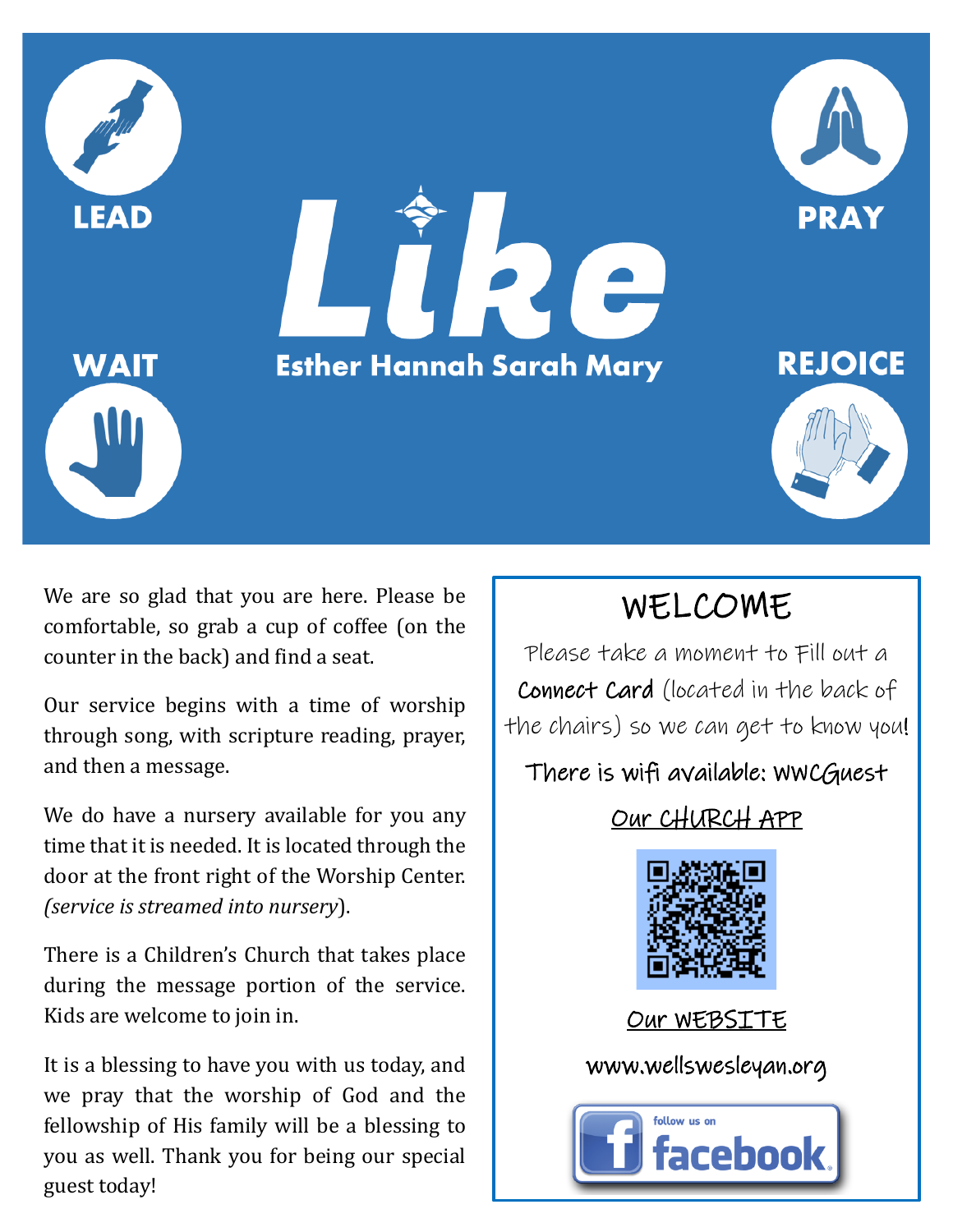# Like

**LEAD** **PRAY** **WAIT** **REJOICE**

**Esther Hannah Sarah Mary**

We are so glad that you are here. Please be comfortable, so grab a cup of coffee (on the counter in the back) and find a seat.

Our service begins with a time of worship through song, with scripture reading, prayer, and then a message.

We do have a nursery available for you any time that it is needed. It is located through the door at the front right of the Worship Center. *(service is streamed into nursery*).

There is a Children's Church that takes place during the message portion of the service. Kids are welcome to join in.

It is a blessing to have you with us today, and we pray that the worship of God and the fellowship of His family will be a blessing to you as well. Thank you for being our special guest today!

## WELCOME

Please take a moment to Fill out a **Connect Card** (located in the back of the chairs) so we can get to know you!

There is wifi available: WWCGuest

Our CHURCH APP

Our WEBSITE

www.wellswesleyan.org

follow us on facebook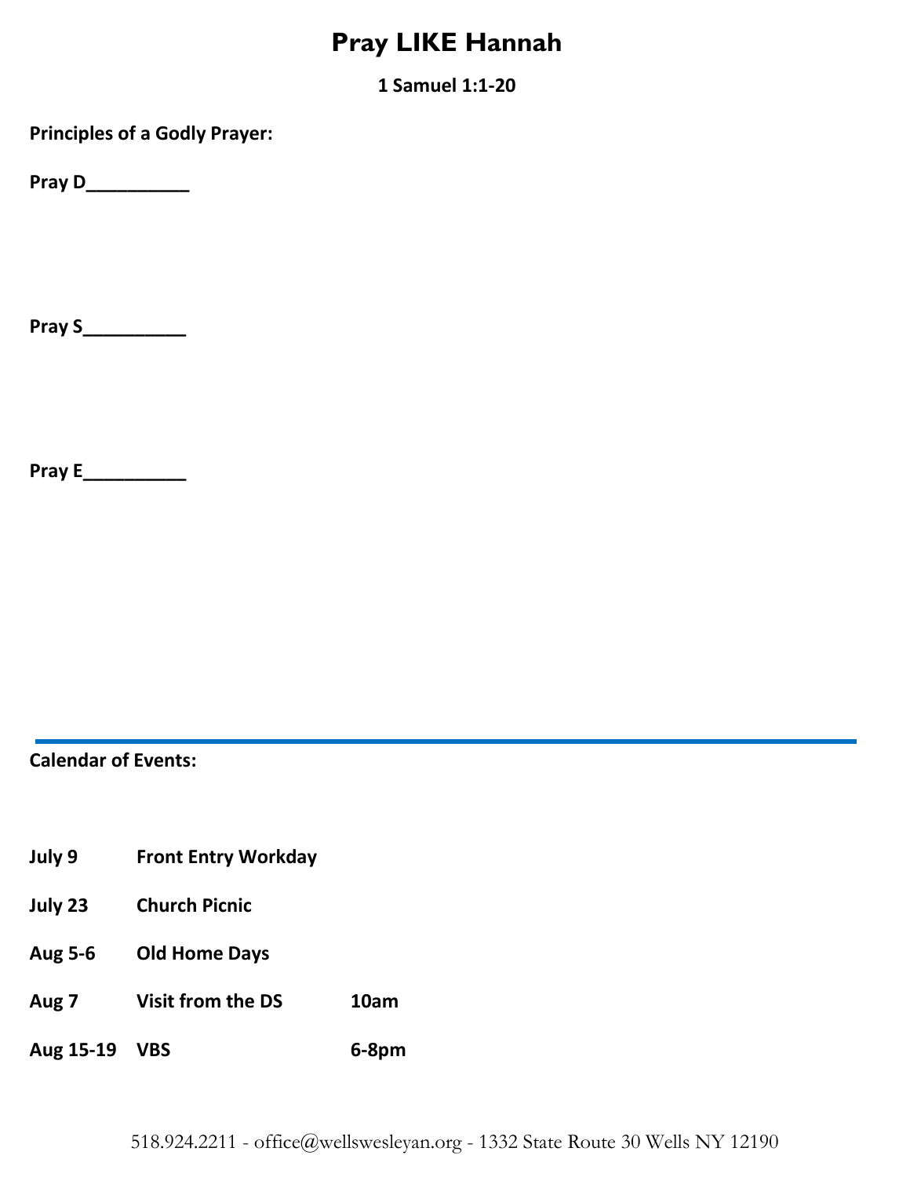# Pray LIKE Hannah

**1 Samuel 1:1-20**

**Principles of a Godly Prayer:**

**Pray D__________**

**Pray S__________**

**Pray E__________**

---

**Calendar of Events:**

| | | |
|---|---|---|
| **July 9** | **Front Entry Workday** | |
| **July 23** | **Church Picnic** | |
| **Aug 5-6** | **Old Home Days** | |
| **Aug 7** | **Visit from the DS** | **10am** |
| **Aug 15-19** | **VBS** | **6-8pm** |

518.924.2211 - office@wellswesleyan.org - 1332 State Route 30 Wells NY 12190